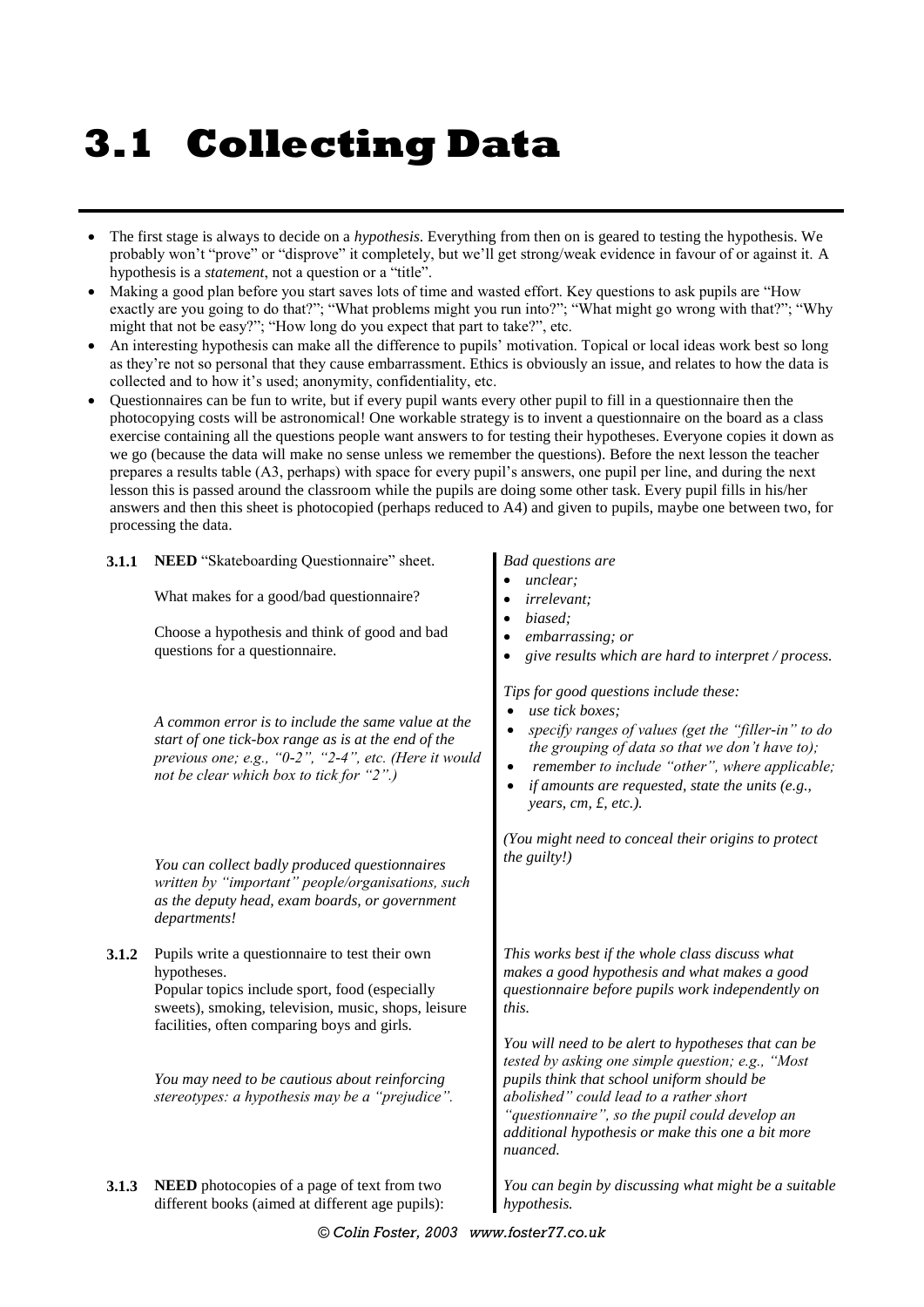# 3.1 Collecting Data

- The first stage is always to decide on a *hypothesis*. Everything from then on is geared to testing the hypothesis. We probably won't "prove" or "disprove" it completely, but we'll get strong/weak evidence in favour of or against it. A hypothesis is a *statement*, not a question or a "title".
- Making a good plan before you start saves lots of time and wasted effort. Key questions to ask pupils are "How exactly are you going to do that?"; "What problems might you run into?"; "What might go wrong with that?"; "Why might that not be easy?"; "How long do you expect that part to take?", etc.
- An interesting hypothesis can make all the difference to pupils' motivation. Topical or local ideas work best so long as they're not so personal that they cause embarrassment. Ethics is obviously an issue, and relates to how the data is collected and to how it's used; anonymity, confidentiality, etc.
- Questionnaires can be fun to write, but if every pupil wants every other pupil to fill in a questionnaire then the photocopying costs will be astronomical! One workable strategy is to invent a questionnaire on the board as a class exercise containing all the questions people want answers to for testing their hypotheses. Everyone copies it down as we go (because the data will make no sense unless we remember the questions). Before the next lesson the teacher prepares a results table (A3, perhaps) with space for every pupil's answers, one pupil per line, and during the next lesson this is passed around the classroom while the pupils are doing some other task. Every pupil fills in his/her answers and then this sheet is photocopied (perhaps reduced to A4) and given to pupils, maybe one between two, for processing the data.

**3.1.1** **NEED** "Skateboarding Questionnaire" sheet.

What makes for a good/bad questionnaire?

Choose a hypothesis and think of good and bad questions for a questionnaire.

*Bad questions are*
- *unclear;*
- *irrelevant;*
- *biased;*
- *embarrassing; or*
- *give results which are hard to interpret / process.*

*Tips for good questions include these:*
- *use tick boxes;*
- *specify ranges of values (get the "filler-in" to do the grouping of data so that we don't have to);*
- *remember to include "other", where applicable;*
- *if amounts are requested, state the units (e.g., years, cm, £, etc.).*

*A common error is to include the same value at the start of one tick-box range as is at the end of the previous one; e.g., "0-2", "2-4", etc. (Here it would not be clear which box to tick for "2".)*

*You can collect badly produced questionnaires written by "important" people/organisations, such as the deputy head, exam boards, or government departments!*

*(You might need to conceal their origins to protect the guilty!)*

**3.1.2** Pupils write a questionnaire to test their own hypotheses.
Popular topics include sport, food (especially sweets), smoking, television, music, shops, leisure facilities, often comparing boys and girls.

*You may need to be cautious about reinforcing stereotypes: a hypothesis may be a "prejudice".*

*This works best if the whole class discuss what makes a good hypothesis and what makes a good questionnaire before pupils work independently on this.*

*You will need to be alert to hypotheses that can be tested by asking one simple question; e.g., "Most pupils think that school uniform should be abolished" could lead to a rather short "questionnaire", so the pupil could develop an additional hypothesis or make this one a bit more nuanced.*

**3.1.3** **NEED** photocopies of a page of text from two different books (aimed at different age pupils):

*You can begin by discussing what might be a suitable hypothesis.*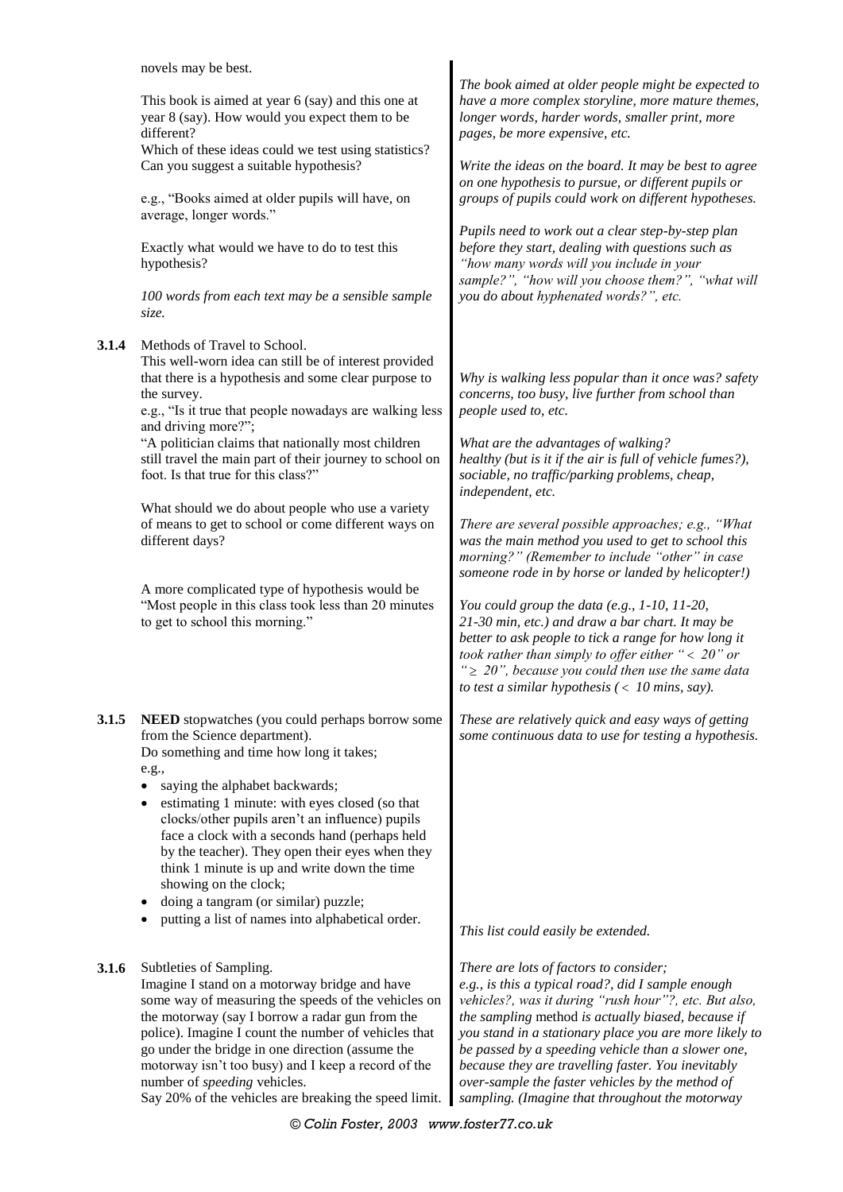novels may be best.

This book is aimed at year 6 (say) and this one at year 8 (say). How would you expect them to be different?
Which of these ideas could we test using statistics?
Can you suggest a suitable hypothesis?

*The book aimed at older people might be expected to have a more complex storyline, more mature themes, longer words, harder words, smaller print, more pages, be more expensive, etc.*

*Write the ideas on the board. It may be best to agree on one hypothesis to pursue, or different pupils or groups of pupils could work on different hypotheses.*

e.g., "Books aimed at older pupils will have, on average, longer words."

Exactly what would we have to do to test this hypothesis?

*Pupils need to work out a clear step-by-step plan before they start, dealing with questions such as "how many words will you include in your sample?", "how will you choose them?", "what will you do about hyphenated words?", etc.*

*100 words from each text may be a sensible sample size.*

**3.1.4** Methods of Travel to School.
This well-worn idea can still be of interest provided that there is a hypothesis and some clear purpose to the survey.
e.g., "Is it true that people nowadays are walking less and driving more?";
"A politician claims that nationally most children still travel the main part of their journey to school on foot. Is that true for this class?"

*Why is walking less popular than it once was? safety concerns, too busy, live further from school than people used to, etc.*

*What are the advantages of walking? healthy (but is it if the air is full of vehicle fumes?), sociable, no traffic/parking problems, cheap, independent, etc.*

What should we do about people who use a variety of means to get to school or come different ways on different days?

*There are several possible approaches; e.g., "What was the main method you used to get to school this morning?" (Remember to include "other" in case someone rode in by horse or landed by helicopter!)*

A more complicated type of hypothesis would be "Most people in this class took less than 20 minutes to get to school this morning."

*You could group the data (e.g., 1-10, 11-20, 21-30 min, etc.) and draw a bar chart. It may be better to ask people to tick a range for how long it took rather than simply to offer either "$<$ 20" or "$\geq$ 20", because you could then use the same data to test a similar hypothesis ($<$ 10 mins, say).*

**3.1.5** **NEED** stopwatches (you could perhaps borrow some from the Science department).
Do something and time how long it takes;
e.g.,

- saying the alphabet backwards;
- estimating 1 minute: with eyes closed (so that clocks/other pupils aren't an influence) pupils face a clock with a seconds hand (perhaps held by the teacher). They open their eyes when they think 1 minute is up and write down the time showing on the clock;
- doing a tangram (or similar) puzzle;
- putting a list of names into alphabetical order.

*These are relatively quick and easy ways of getting some continuous data to use for testing a hypothesis.*

*This list could easily be extended.*

**3.1.6** Subtleties of Sampling.
Imagine I stand on a motorway bridge and have some way of measuring the speeds of the vehicles on the motorway (say I borrow a radar gun from the police). Imagine I count the number of vehicles that go under the bridge in one direction (assume the motorway isn't too busy) and I keep a record of the number of *speeding* vehicles.
Say 20% of the vehicles are breaking the speed limit.

*There are lots of factors to consider; e.g., is this a typical road?, did I sample enough vehicles?, was it during "rush hour"?, etc. But also, the sampling* method *is actually biased, because if you stand in a stationary place you are more likely to be passed by a speeding vehicle than a slower one, because they are travelling faster. You inevitably over-sample the faster vehicles by the method of sampling. (Imagine that throughout the motorway*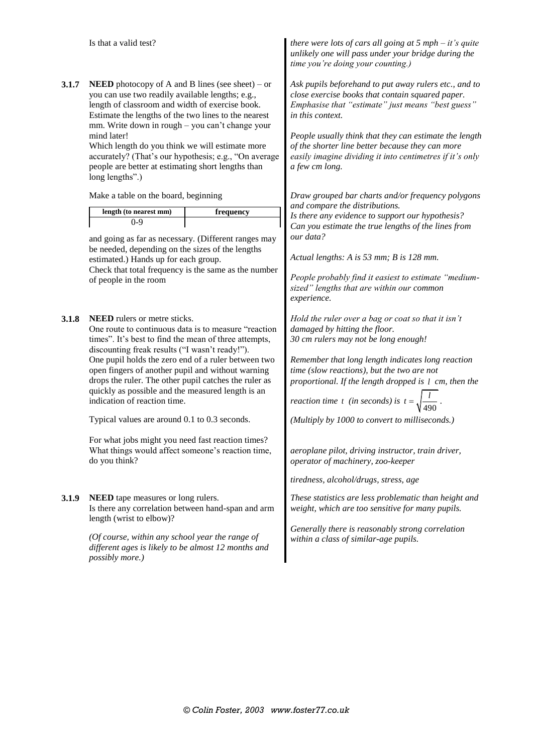Is that a valid test?

*there were lots of cars all going at 5 mph – it's quite unlikely one will pass under your bridge during the time you're doing your counting.)*

**3.1.7** **NEED** photocopy of A and B lines (see sheet) – or you can use two readily available lengths; e.g., length of classroom and width of exercise book. Estimate the lengths of the two lines to the nearest mm. Write down in rough – you can't change your mind later!
Which length do you think we will estimate more accurately? (That's our hypothesis; e.g., "On average people are better at estimating short lengths than long lengths".)

*Ask pupils beforehand to put away rulers etc., and to close exercise books that contain squared paper. Emphasise that "estimate" just means "best guess" in this context.*

*People usually think that they can estimate the length of the shorter line better because they can more easily imagine dividing it into centimetres if it's only a few cm long.*

Make a table on the board, beginning

| length (to nearest mm) | frequency |
|---|---|
| 0-9 | |

and going as far as necessary. (Different ranges may be needed, depending on the sizes of the lengths estimated.) Hands up for each group.
Check that total frequency is the same as the number of people in the room

*Draw grouped bar charts and/or frequency polygons and compare the distributions.*
*Is there any evidence to support our hypothesis? Can you estimate the true lengths of the lines from our data?*

*Actual lengths: A is 53 mm; B is 128 mm.*

*People probably find it easiest to estimate "medium-sized" lengths that are within our common experience.*

**3.1.8** **NEED** rulers or metre sticks.
One route to continuous data is to measure "reaction times". It's best to find the mean of three attempts, discounting freak results ("I wasn't ready!").
One pupil holds the zero end of a ruler between two open fingers of another pupil and without warning drops the ruler. The other pupil catches the ruler as quickly as possible and the measured length is an indication of reaction time.

*Hold the ruler over a bag or coat so that it isn't damaged by hitting the floor.*
*30 cm rulers may not be long enough!*

*Remember that long length indicates long reaction time (slow reactions), but the two are not proportional. If the length dropped is $l$ cm, then the reaction time $t$ (in seconds) is $t = \sqrt{\frac{l}{490}}$.*

Typical values are around 0.1 to 0.3 seconds.

*(Multiply by 1000 to convert to milliseconds.)*

For what jobs might you need fast reaction times?
What things would affect someone's reaction time, do you think?

*aeroplane pilot, driving instructor, train driver, operator of machinery, zoo-keeper*

*tiredness, alcohol/drugs, stress, age*

**3.1.9** **NEED** tape measures or long rulers.
Is there any correlation between hand-span and arm length (wrist to elbow)?

*These statistics are less problematic than height and weight, which are too sensitive for many pupils.*

*(Of course, within any school year the range of different ages is likely to be almost 12 months and possibly more.)*

*Generally there is reasonably strong correlation within a class of similar-age pupils.*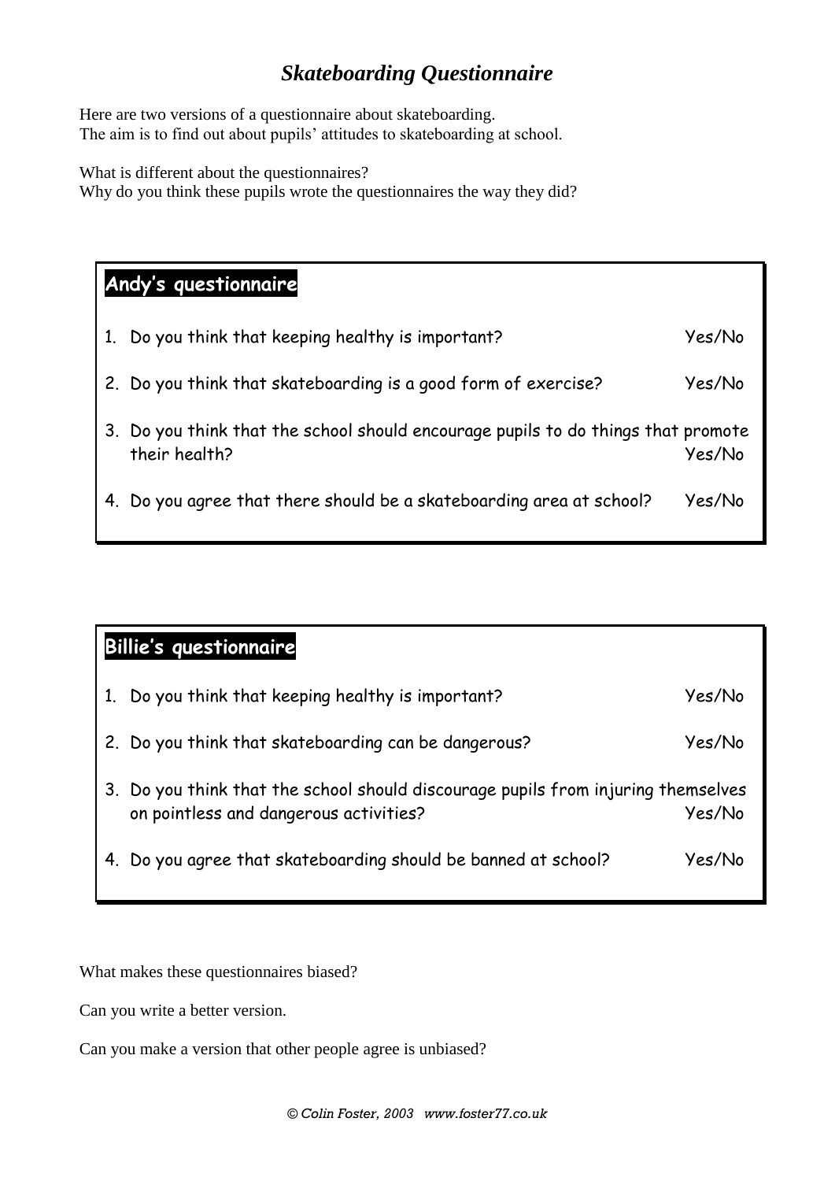# *Skateboarding Questionnaire*

Here are two versions of a questionnaire about skateboarding.
The aim is to find out about pupils' attitudes to skateboarding at school.

What is different about the questionnaires?
Why do you think these pupils wrote the questionnaires the way they did?

## Andy's questionnaire

1. Do you think that keeping healthy is important? Yes/No
2. Do you think that skateboarding is a good form of exercise? Yes/No
3. Do you think that the school should encourage pupils to do things that promote their health? Yes/No
4. Do you agree that there should be a skateboarding area at school? Yes/No

## Billie's questionnaire

1. Do you think that keeping healthy is important? Yes/No
2. Do you think that skateboarding can be dangerous? Yes/No
3. Do you think that the school should discourage pupils from injuring themselves on pointless and dangerous activities? Yes/No
4. Do you agree that skateboarding should be banned at school? Yes/No

What makes these questionnaires biased?

Can you write a better version.

Can you make a version that other people agree is unbiased?

*© Colin Foster, 2003 www.foster77.co.uk*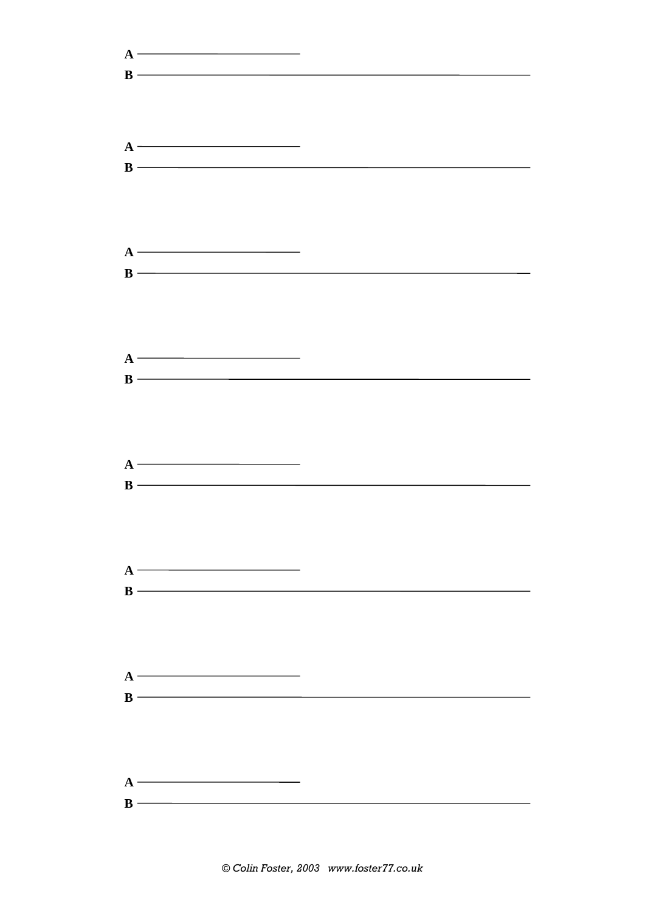**A** ________________________

**B** ____________________________________________________________

**A** ________________________

**B** ____________________________________________________________

**A** ________________________

**B** ____________________________________________________________

**A** ________________________

**B** ____________________________________________________________

**A** ________________________

**B** ____________________________________________________________

**A** ________________________

**B** ____________________________________________________________

**A** ________________________

**B** ____________________________________________________________

**A** ________________________

**B** ____________________________________________________________

*© Colin Foster, 2003 www.foster77.co.uk*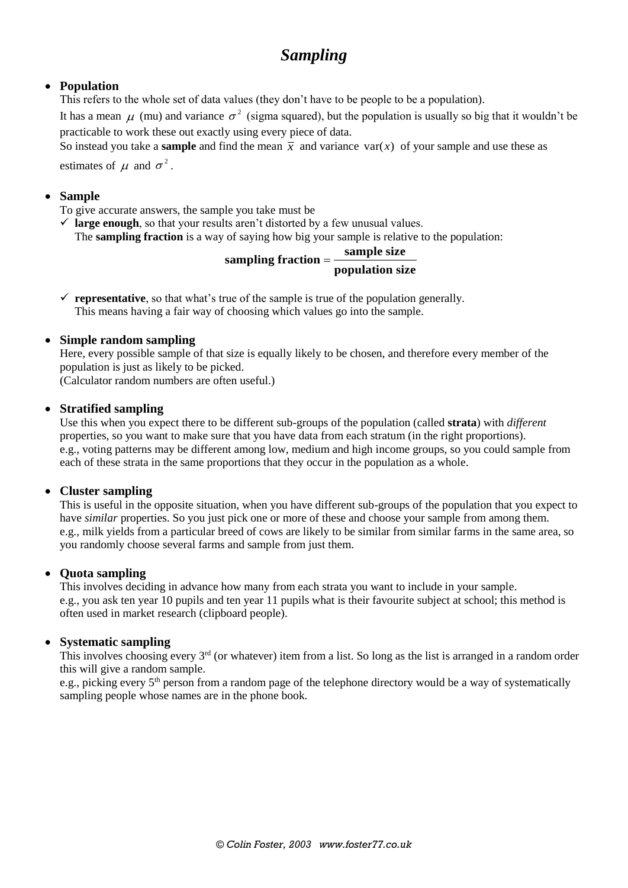# *Sampling*

- **Population**

  This refers to the whole set of data values (they don't have to be people to be a population).

  It has a mean $\mu$ (mu) and variance $\sigma^2$ (sigma squared), but the population is usually so big that it wouldn't be practicable to work these out exactly using every piece of data.

  So instead you take a **sample** and find the mean $\bar{x}$ and variance $\text{var}(x)$ of your sample and use these as estimates of $\mu$ and $\sigma^2$.

- **Sample**

  To give accurate answers, the sample you take must be

  ✓ **large enough**, so that your results aren't distorted by a few unusual values.
  The **sampling fraction** is a way of saying how big your sample is relative to the population:

  $$\textbf{sampling fraction} = \frac{\textbf{sample size}}{\textbf{population size}}$$

  ✓ **representative**, so that what's true of the sample is true of the population generally.
  This means having a fair way of choosing which values go into the sample.

- **Simple random sampling**

  Here, every possible sample of that size is equally likely to be chosen, and therefore every member of the population is just as likely to be picked.
  (Calculator random numbers are often useful.)

- **Stratified sampling**

  Use this when you expect there to be different sub-groups of the population (called **strata**) with *different* properties, so you want to make sure that you have data from each stratum (in the right proportions).
  e.g., voting patterns may be different among low, medium and high income groups, so you could sample from each of these strata in the same proportions that they occur in the population as a whole.

- **Cluster sampling**

  This is useful in the opposite situation, when you have different sub-groups of the population that you expect to have *similar* properties. So you just pick one or more of these and choose your sample from among them.
  e.g., milk yields from a particular breed of cows are likely to be similar from similar farms in the same area, so you randomly choose several farms and sample from just them.

- **Quota sampling**

  This involves deciding in advance how many from each strata you want to include in your sample.
  e.g., you ask ten year 10 pupils and ten year 11 pupils what is their favourite subject at school; this method is often used in market research (clipboard people).

- **Systematic sampling**

  This involves choosing every 3rd (or whatever) item from a list. So long as the list is arranged in a random order this will give a random sample.
  e.g., picking every 5th person from a random page of the telephone directory would be a way of systematically sampling people whose names are in the phone book.

*© Colin Foster, 2003 www.foster77.co.uk*